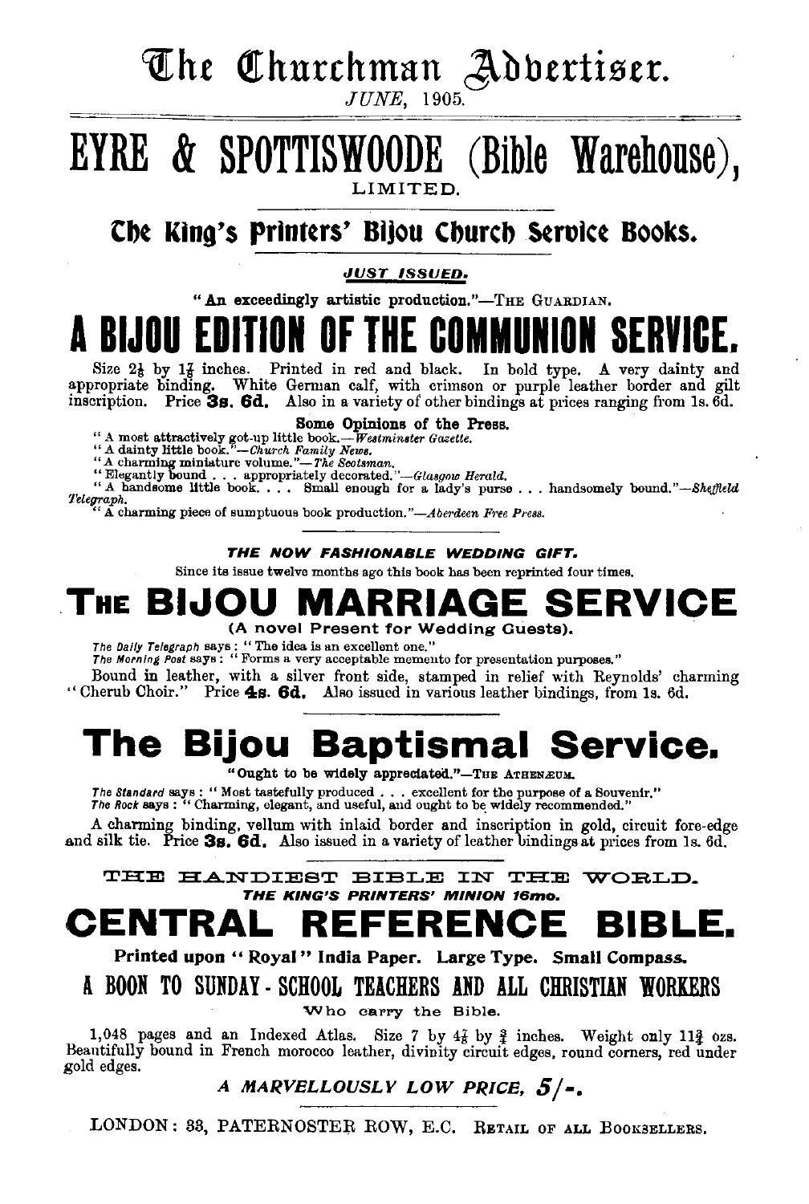# The Churchman Advertiser.

*JUNE*, 1905.

# EYRE & SPOTTISWOODE (Bible Warehouse), LIMITED.

## The King's Printers' Bijou Church Service Books.

***JUST ISSUED.***

**"An exceedingly artistic production."**—The Guardian.

# A BIJOU EDITION OF THE COMMUNION SERVICE.

Size $2\frac{1}{4}$ by $1\frac{3}{4}$ inches. Printed in red and black. In bold type. A very dainty and appropriate binding. White German calf, with crimson or purple leather border and gilt inscription. Price **3s. 6d.** Also in a variety of other bindings at prices ranging from 1s. 6d.

**Some Opinions of the Press.**

"A most attractively got-up little book.—*Westminster Gazette.*
"A dainty little book."—*Church Family News.*
"A charming miniature volume."—*The Scotsman.*
"Elegantly bound . . . appropriately decorated."—*Glasgow Herald.*
"A handsome little book. . . . Small enough for a lady's purse . . . handsomely bound."—*Sheffield Telegraph.*
"A charming piece of sumptuous book production."—*Aberdeen Free Press.*

***THE NOW FASHIONABLE WEDDING GIFT.***

Since its issue twelve months ago this book has been reprinted four times.

# THE BIJOU MARRIAGE SERVICE

**(A novel Present for Wedding Guests).**

*The Daily Telegraph* says: "The idea is an excellent one."
*The Morning Post* says: "Forms a very acceptable memento for presentation purposes."

Bound in leather, with a silver front side, stamped in relief with Reynolds' charming "Cherub Choir." Price **4s. 6d.** Also issued in various leather bindings, from 1s. 6d.

# The Bijou Baptismal Service.

**"Ought to be widely appreciated."**—The Athenæum.

*The Standard* says: "Most tastefully produced . . . excellent for the purpose of a Souvenir."
*The Rock* says: "Charming, elegant, and useful, and ought to be widely recommended."

A charming binding, vellum with inlaid border and inscription in gold, circuit fore-edge and silk tie. Price **3s. 6d.** Also issued in a variety of leather bindings at prices from 1s. 6d.

THE HANDIEST BIBLE IN THE WORLD.

***THE KING'S PRINTERS' MINION 16mo.***

# CENTRAL REFERENCE BIBLE.

**Printed upon "Royal" India Paper. Large Type. Small Compass.**

## A BOON TO SUNDAY-SCHOOL TEACHERS AND ALL CHRISTIAN WORKERS

Who carry the Bible.

1,048 pages and an Indexed Atlas. Size 7 by $4\frac{3}{4}$ by $\frac{3}{4}$ inches. Weight only $11\frac{3}{4}$ ozs. Beautifully bound in French morocco leather, divinity circuit edges, round corners, red under gold edges.

***A MARVELLOUSLY LOW PRICE, 5/-.***

LONDON: 33, PATERNOSTER ROW, E.C. Retail of all Booksellers.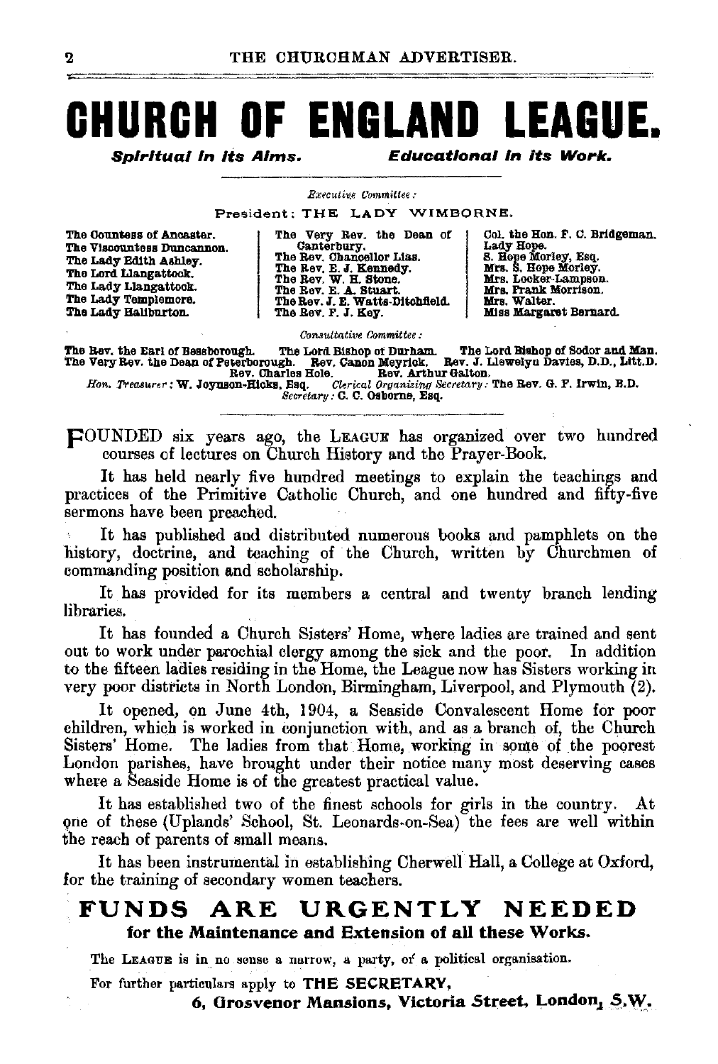# CHURCH OF ENGLAND LEAGUE.

***Spiritual in its Aims.*** ***Educational in its Work.***

*Executive Committee:*

President: THE LADY WIMBORNE.

The Countess of Ancaster.
The Viscountess Duncannon.
The Lady Edith Ashley.
The Lord Llangattock.
The Lady Llangattock.
The Lady Templemore.
The Lady Haliburton.

The Very Rev. the Dean of Canterbury.
The Rev. Chancellor Lias.
The Rev. E. J. Kennedy.
The Rev. W. H. Stone.
The Rev. E. A. Stuart.
The Rev. J. E. Watts-Ditchfield.
The Rev. F. J. Key.

Col. the Hon. F. C. Bridgeman.
Lady Hope.
S. Hope Morley, Esq.
Mrs. S. Hope Morley.
Mrs. Locker-Lampson.
Mrs. Frank Morrison.
Mrs. Walter.
Miss Margaret Bernard.

*Consultative Committee:*

The Rev. the Earl of Bessborough. The Lord Bishop of Durham. The Lord Bishop of Sodor and Man.
The Very Rev. the Dean of Peterborough. Rev. Canon Meyrick. Rev. J. Llewelyn Davies, D.D., Litt.D.
Rev. Charles Hole. Rev. Arthur Galton.

*Hon. Treasurer:* W. Joynson-Hicks, Esq. *Clerical Organizing Secretary:* The Rev. G. F. Irwin, B.D.
*Secretary:* C. C. Osborne, Esq.

FOUNDED six years ago, the LEAGUE has organized over two hundred courses of lectures on Church History and the Prayer-Book.

It has held nearly five hundred meetings to explain the teachings and practices of the Primitive Catholic Church, and one hundred and fifty-five sermons have been preached.

It has published and distributed numerous books and pamphlets on the history, doctrine, and teaching of the Church, written by Churchmen of commanding position and scholarship.

It has provided for its members a central and twenty branch lending libraries.

It has founded a Church Sisters' Home, where ladies are trained and sent out to work under parochial clergy among the sick and the poor. In addition to the fifteen ladies residing in the Home, the League now has Sisters working in very poor districts in North London, Birmingham, Liverpool, and Plymouth (2).

It opened, on June 4th, 1904, a Seaside Convalescent Home for poor children, which is worked in conjunction with, and as a branch of, the Church Sisters' Home. The ladies from that Home, working in some of the poorest London parishes, have brought under their notice many most deserving cases where a Seaside Home is of the greatest practical value.

It has established two of the finest schools for girls in the country. At one of these (Uplands' School, St. Leonards-on-Sea) the fees are well within the reach of parents of small means.

It has been instrumental in establishing Cherwell Hall, a College at Oxford, for the training of secondary women teachers.

## FUNDS ARE URGENTLY NEEDED

**for the Maintenance and Extension of all these Works.**

The LEAGUE is in no sense a narrow, a party, or a political organisation.

For further particulars apply to **THE SECRETARY,**

**6, Grosvenor Mansions, Victoria Street, London, S.W.**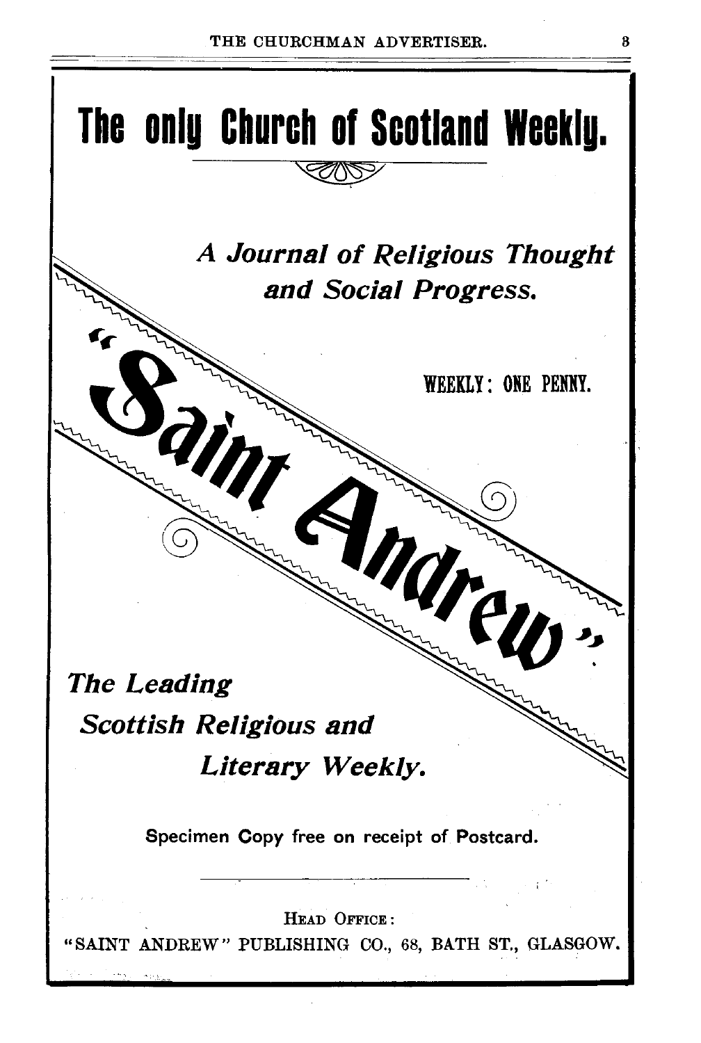# The only Church of Scotland Weekly.

*A Journal of Religious Thought and Social Progress.*

WEEKLY: ONE PENNY.

# "Saint Andrew"

*The Leading Scottish Religious and Literary Weekly.*

Specimen Copy free on receipt of Postcard.

---

HEAD OFFICE:

"SAINT ANDREW" PUBLISHING CO., 68, BATH ST., GLASGOW.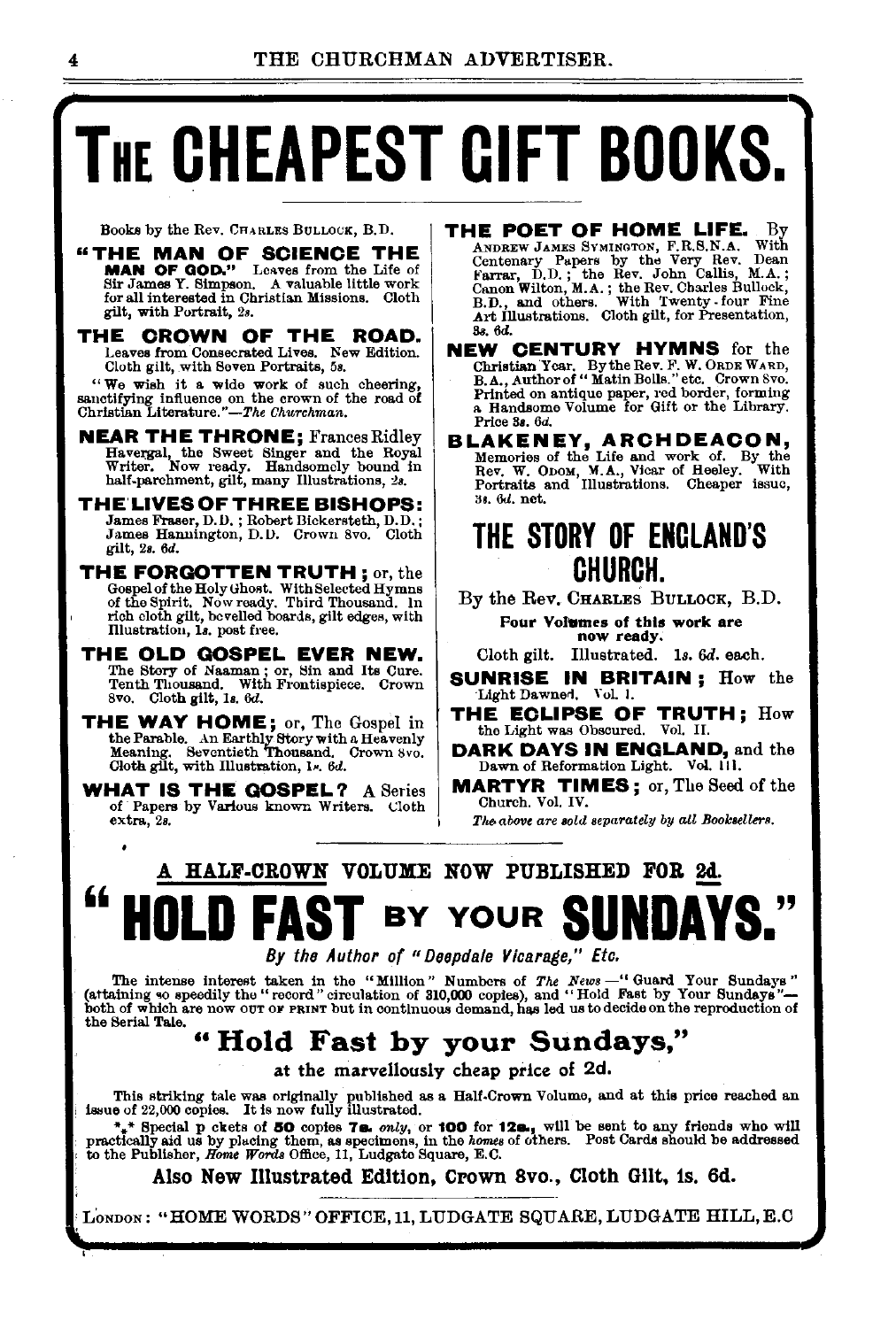# THE CHEAPEST GIFT BOOKS.

Books by the Rev. CHARLES BULLOCK, B.D.

**"THE MAN OF SCIENCE THE MAN OF GOD."** Leaves from the Life of Sir James Y. Simpson. A valuable little work for all interested in Christian Missions. Cloth gilt, with Portrait, 2*s.*

**THE CROWN OF THE ROAD.** Leaves from Consecrated Lives. New Edition. Cloth gilt, with Seven Portraits, 5*s.*

"We wish it a wide work of such cheering, sanctifying influence on the crown of the road of Christian Literature."—*The Churchman.*

**NEAR THE THRONE;** Frances Ridley Havergal, the Sweet Singer and the Royal Writer. Now ready. Handsomely bound in half-parchment, gilt, many Illustrations, 2*s.*

**THE LIVES OF THREE BISHOPS:** James Fraser, D.D.; Robert Bickersteth, D.D.; James Hannington, D.D. Crown 8vo. Cloth gilt, 2*s.* 6*d.*

**THE FORGOTTEN TRUTH;** or, the Gospel of the Holy Ghost. With Selected Hymns of the Spirit. Now ready. Third Thousand. In rich cloth gilt, bevelled boards, gilt edges, with Illustration, 1*s.* post free.

**THE OLD GOSPEL EVER NEW.** The Story of Naaman; or, Sin and Its Cure. Tenth Thousand. With Frontispiece. Crown 8vo. Cloth gilt, 1*s.* 6*d.*

**THE WAY HOME;** or, The Gospel in the Parable. An Earthly Story with a Heavenly Meaning. Seventieth Thousand. Crown 8vo. Cloth gilt, with Illustration, 1*s.* 6*d.*

**WHAT IS THE GOSPEL?** A Series of Papers by Various known Writers. Cloth extra, 2*s.*

**THE POET OF HOME LIFE.** By ANDREW JAMES SYMINGTON, F.R.S.N.A. With Centenary Papers by the Very Rev. Dean Farrar, D.D.; the Rev. John Callis, M.A.; Canon Wilton, M.A.; the Rev. Charles Bullock, B.D., and others. With Twenty-four Fine Art Illustrations. Cloth gilt, for Presentation, 3*s.* 6*d.*

**NEW CENTURY HYMNS** for the Christian Year. By the Rev. F. W. ORDE WARD, B.A., Author of "Matin Bells," etc. Crown 8vo. Printed on antique paper, red border, forming a Handsome Volume for Gift or the Library. Price 3*s.* 6*d.*

**BLAKENEY, ARCHDEACON,** Memories of the Life and work of. By the Rev. W. ODOM, M.A., Vicar of Heeley. With Portraits and Illustrations. Cheaper issue, 3*s.* 6*d.* net.

## THE STORY OF ENGLAND'S CHURCH.

By the Rev. CHARLES BULLOCK, B.D.

**Four Volumes of this work are now ready.**

Cloth gilt. Illustrated. 1*s.* 6*d.* each.

**SUNRISE IN BRITAIN;** How the Light Dawned. Vol. I.

**THE ECLIPSE OF TRUTH;** How the Light was Obscured. Vol. II.

**DARK DAYS IN ENGLAND,** and the Dawn of Reformation Light. Vol. III.

**MARTYR TIMES;** or, The Seed of the Church. Vol. IV.

*The above are sold separately by all Booksellers.*

---

**A HALF-CROWN VOLUME NOW PUBLISHED FOR 2d.**

# "HOLD FAST BY YOUR SUNDAYS."

*By the Author of "Deepdale Vicarage," Etc.*

The intense interest taken in the "Million" Numbers of *The News*—"Guard Your Sundays" (attaining so speedily the "record" circulation of 310,000 copies), and "Hold Fast by Your Sundays"—both of which are now OUT OF PRINT but in continuous demand, has led us to decide on the reproduction of the Serial Tale.

## "Hold Fast by your Sundays,"

at the marvellously cheap price of 2d.

This striking tale was originally published as a Half-Crown Volume, and at this price reached an issue of 22,000 copies. It is now fully illustrated.

\*\*\* Special p ckets of **50** copies **7s.** *only*, or **100** for **12s.**, will be sent to any friends who will practically aid us by placing them, as specimens, in the *homes* of others. Post Cards should be addressed to the Publisher, *Home Words* Office, 11, Ludgate Square, E.C.

**Also New Illustrated Edition, Crown 8vo., Cloth Gilt, 1s. 6d.**

LONDON: "HOME WORDS" OFFICE, 11, LUDGATE SQUARE, LUDGATE HILL, E.C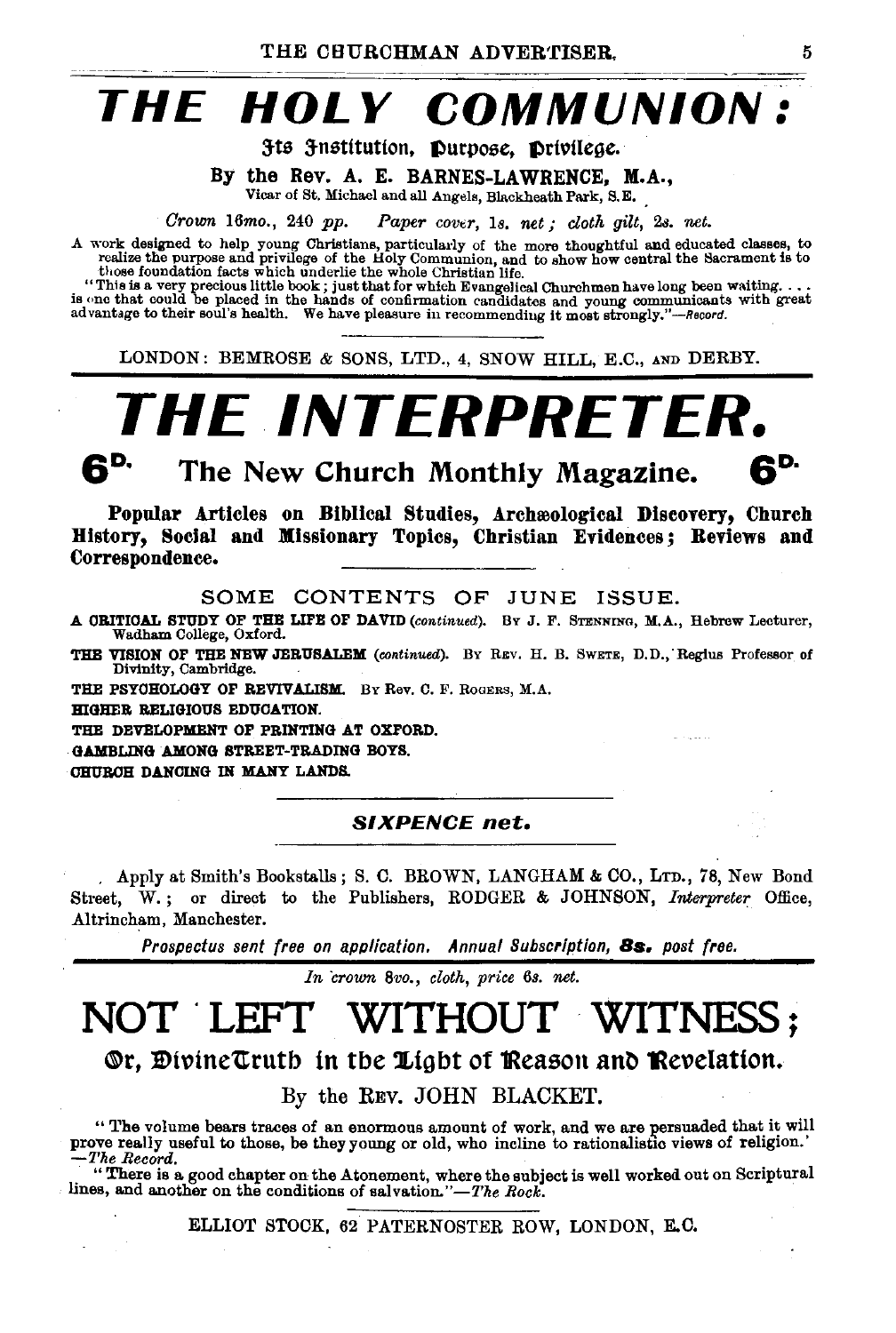# THE HOLY COMMUNION:

## Its Institution, Purpose, Privilege.

**By the Rev. A. E. BARNES-LAWRENCE, M.A.,**
Vicar of St. Michael and all Angels, Blackheath Park, S.E.

*Crown 16mo.*, 240 pp. *Paper cover*, 1s. *net*; *cloth gilt*, 2s. *net*.

A work designed to help young Christians, particularly of the more thoughtful and educated classes, to realize the purpose and privilege of the Holy Communion, and to show how central the Sacrament is to those foundation facts which underlie the whole Christian life.

"This is a very precious little book; just that for which Evangelical Churchmen have long been waiting. . . . is one that could be placed in the hands of confirmation candidates and young communicants with great advantage to their soul's health. We have pleasure in recommending it most strongly."—*Record.*

LONDON: BEMROSE & SONS, LTD., 4, SNOW HILL, E.C., AND DERBY.

---

# THE INTERPRETER.

## 6D. The New Church Monthly Magazine. 6D.

**Popular Articles on Biblical Studies, Archæological Discovery, Church History, Social and Missionary Topics, Christian Evidences; Reviews and Correspondence.**

SOME CONTENTS OF JUNE ISSUE.

**A CRITICAL STUDY OF THE LIFE OF DAVID** (*continued*). By J. F. STENNING, M.A., Hebrew Lecturer, Wadham College, Oxford.

**THE VISION OF THE NEW JERUSALEM** (*continued*). By REV. H. B. SWETE, D.D., Regius Professor of Divinity, Cambridge.

**THE PSYCHOLOGY OF REVIVALISM.** By Rev. C. F. ROGERS, M.A.

**HIGHER RELIGIOUS EDUCATION.**

**THE DEVELOPMENT OF PRINTING AT OXFORD.**

**GAMBLING AMONG STREET-TRADING BOYS.**

**CHURCH DANCING IN MANY LANDS.**

***SIXPENCE net.***

Apply at Smith's Bookstalls; S. C. BROWN, LANGHAM & CO., LTD., 78, New Bond Street, W.; or direct to the Publishers, RODGER & JOHNSON, *Interpreter* Office, Altrincham, Manchester.

*Prospectus sent free on application. Annual Subscription, **8s.** post free.*

---

*In crown 8vo., cloth, price 6s. net.*

# NOT LEFT WITHOUT WITNESS;

## Or, Divine Truth in the Light of Reason and Revelation.

By the REV. JOHN BLACKET.

"The volume bears traces of an enormous amount of work, and we are persuaded that it will prove really useful to those, be they young or old, who incline to rationalistic views of religion.' —*The Record.*

"There is a good chapter on the Atonement, where the subject is well worked out on Scriptural lines, and another on the conditions of salvation."—*The Rock.*

ELLIOT STOCK, 62 PATERNOSTER ROW, LONDON, E.C.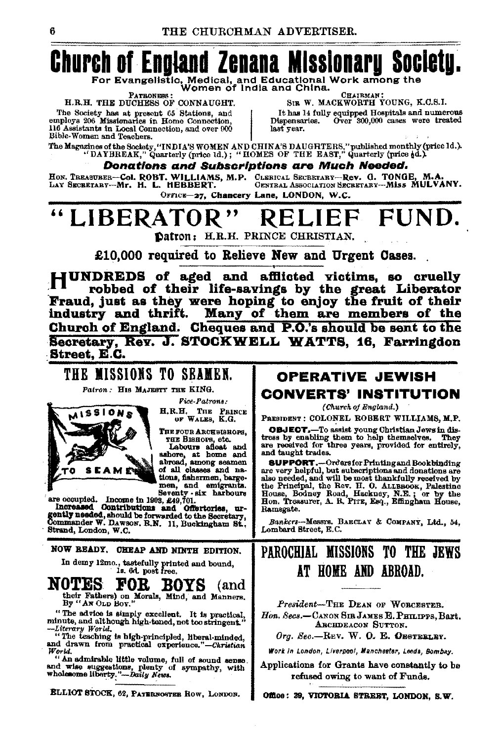# Church of England Zenana Missionary Society.

For Evangelistic, Medical, and Educational Work among the Women of India and China.

PATRONESS: H.R.H. THE DUCHESS OF CONNAUGHT.

CHAIRMAN: SIR W. MACKWORTH YOUNG, K.C.S.I.

The Society has at present 65 Stations, and employs 206 Missionaries in Home Connection, 116 Assistants in Local Connection, and over 900 Bible-Women and Teachers.

It has 14 fully equipped Hospitals and numerous Dispensaries. Over 300,000 cases were treated last year.

The Magazines of the Society, "INDIA'S WOMEN AND CHINA'S DAUGHTERS," published monthly (price 1d.). "DAYBREAK," Quarterly (price 1d.); "HOMES OF THE EAST," Quarterly (price ½d.).

***Donations and Subscriptions are Much Needed.***

HON. TREASURER—Col. ROBT. WILLIAMS, M.P. CLERICAL SECRETARY—Rev. G. TONGE, M.A.
LAY SECRETARY—Mr. H. L. HEBBERT. CENTRAL ASSOCIATION SECRETARY—Miss MULVANY.

OFFICE—27, Chancery Lane, LONDON, W.C.

# "LIBERATOR" RELIEF FUND.

Patron: H.R.H. PRINCE CHRISTIAN.

**£10,000 required to Relieve New and Urgent Cases.**

**HUNDREDS of aged and afflicted victims, so cruelly robbed of their life-savings by the great Liberator Fraud, just as they were hoping to enjoy the fruit of their industry and thrift. Many of them are members of the Church of England. Cheques and P.O.'s should be sent to the Secretary, Rev. J. STOCKWELL WATTS, 16, Farringdon Street, E.C.**

## THE MISSIONS TO SEAMEN.

*Patron:* HIS MAJESTY THE KING.

*Vice-Patrons:* H.R.H. THE PRINCE OF WALES, K.G.

THE FOUR ARCHBISHOPS, THE BISHOPS, etc.

Labours afloat and ashore, at home and abroad, among seamen of all classes and nations, fishermen, bargemen, and emigrants. Seventy-six harbours are occupied. Income in 1903, £49,701.

**Increased Contributions and Offertories, urgently needed,** should be forwarded to the Secretary, Commander W. DAWSON, R.N. 11, Buckingham St., Strand, London, W.C.

## OPERATIVE JEWISH CONVERTS' INSTITUTION

*(Church of England.)*

PRESIDENT: COLONEL ROBERT WILLIAMS, M.P.

**OBJECT.**—To assist young Christian Jews in distress by enabling them to help themselves. They are received for three years, provided for entirely, and taught trades.

**SUPPORT.**—Orders for Printing and Bookbinding are very helpful, but subscriptions and donations are also needed, and will be most thankfully received by the Principal, the Rev. H. O. ALLBROOK, Palestine House, Bodney Road, Hackney, N.E.; or by the Hon. Treasurer, A. R. PITE, Esq., Effingham House, Ramsgate.

*Bankers*—Messrs. BARCLAY & COMPANY, Ltd., 54, Lombard Street, E.C.

NOW READY. CHEAP AND NINTH EDITION.

In demy 12mo., tastefully printed and bound, 1s. 6d. post free.

## NOTES FOR BOYS (and their Fathers) on Morals, Mind, and Manners.

By "AN OLD BOY."

"The advice is simply excellent. It is practical, minute, and although high-toned, not too stringent."—*Literary World.*

"The teaching is high-principled, liberal-minded, and drawn from practical experience."—*Christian World.*

"An admirable little volume, full of sound sense and wise suggestions, plenty of sympathy, with wholesome liberty."—*Daily News.*

ELLIOT STOCK, 62, PATERNOSTER ROW, LONDON.

## PAROCHIAL MISSIONS TO THE JEWS AT HOME AND ABROAD.

*President*—THE DEAN OF WORCESTER.

*Hon. Secs.*—CANON SIR JAMES E. PHILIPPS, Bart. ARCHDEACON SUTTON.

*Org. Sec.*—REV. W. O. E. OESTERLEY.

*Work in London, Liverpool, Manchester, Leeds, Bombay.*

Applications for Grants have constantly to be refused owing to want of Funds.

Office: 39, VICTORIA STREET, LONDON, S.W.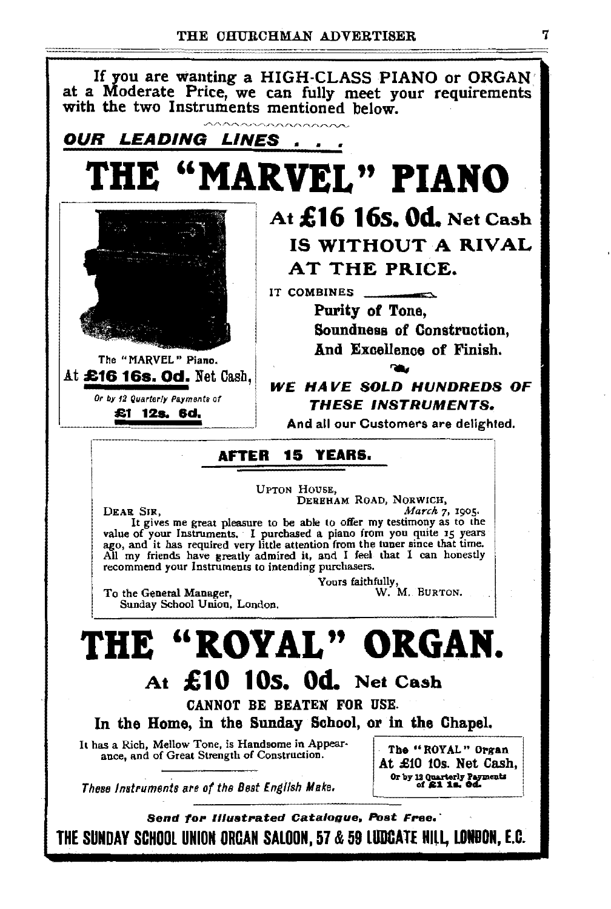If you are wanting a HIGH-CLASS PIANO or ORGAN at a Moderate Price, we can fully meet your requirements with the two Instruments mentioned below.

***OUR LEADING LINES . . .***

# THE "MARVEL" PIANO

The "MARVEL" Piano.
At **£16 16s. 0d.** Net Cash,
*Or by 12 Quarterly Payments of*
**£1 12s. 6d.**

## At £16 16s. 0d. Net Cash

## IS WITHOUT A RIVAL AT THE PRICE.

IT COMBINES

**Purity of Tone,**
**Soundness of Construction,**
**And Excellence of Finish.**

***WE HAVE SOLD HUNDREDS OF THESE INSTRUMENTS.***

**And all our Customers are delighted.**

### AFTER 15 YEARS.

UPTON HOUSE,
DEREHAM ROAD, NORWICH,
*March* 7, 1905.

DEAR SIR,

It gives me great pleasure to be able to offer my testimony as to the value of your Instruments. I purchased a piano from you quite 15 years ago, and it has required very little attention from the tuner since that time. All my friends have greatly admired it, and I feel that I can honestly recommend your Instruments to intending purchasers.

Yours faithfully,
W. M. BURTON.

To the General Manager,
Sunday School Union, London.

# THE "ROYAL" ORGAN.

## At £10 10s. 0d. Net Cash

**CANNOT BE BEATEN FOR USE.**

**In the Home, in the Sunday School, or in the Chapel.**

It has a Rich, Mellow Tone, is Handsome in Appearance, and of Great Strength of Construction.

*These Instruments are of the Best English Make.*

The "ROYAL" Organ
At £10 10s. Net Cash,
Or by 12 Quarterly Payments of £1 1s. 0d.

***Send for Illustrated Catalogue, Post Free.***

**THE SUNDAY SCHOOL UNION ORGAN SALOON, 57 & 59 LUDGATE HILL, LONDON, E.C.**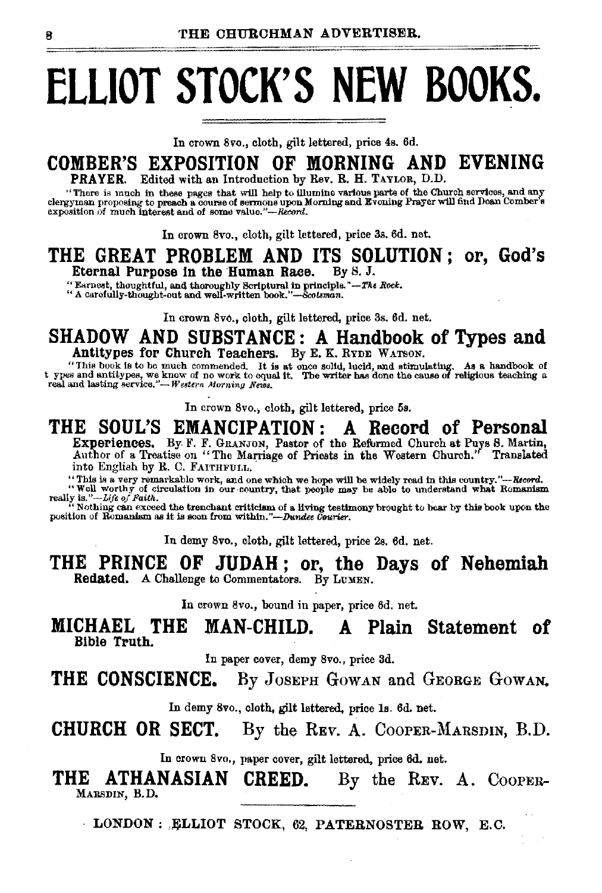# ELLIOT STOCK'S NEW BOOKS.

In crown 8vo., cloth, gilt lettered, price 4s. 6d.

## COMBER'S EXPOSITION OF MORNING AND EVENING PRAYER.

Edited with an Introduction by Rev. R. H. TAYLOR, D.D.

"There is much in these pages that will help to illumine various parts of the Church services, and any clergyman proposing to preach a course of sermons upon Morning and Evening Prayer will find Dean Comber's exposition of much interest and of some value."—*Record.*

In crown 8vo., cloth, gilt lettered, price 3s. 6d. net.

## THE GREAT PROBLEM AND ITS SOLUTION; or, God's Eternal Purpose in the Human Race.

By S. J.

"Earnest, thoughtful, and thoroughly Scriptural in principle."—*The Rock.*
"A carefully-thought-out and well-written book."—*Scotsman.*

In crown 8vo., cloth, gilt lettered, price 3s. 6d. net.

## SHADOW AND SUBSTANCE: A Handbook of Types and Antitypes for Church Teachers.

By E. K. RYDE WATSON.

"This book is to be much commended. It is at once solid, lucid, and stimulating. As a handbook of types and antitypes, we know of no work to equal it. The writer has done the cause of religious teaching a real and lasting service."—*Western Morning News.*

In crown 8vo., cloth, gilt lettered, price 5s.

## THE SOUL'S EMANCIPATION: A Record of Personal Experiences.

By F. F. GRANJON, Pastor of the Reformed Church at Puys S. Martin, Author of a Treatise on "The Marriage of Priests in the Western Church." Translated into English by R. C. FAITHFULL.

"This is a very remarkable work, and one which we hope will be widely read in this country."—*Record.*
"Well worthy of circulation in our country, that people may be able to understand what Romanism really is."—*Life of Faith.*
"Nothing can exceed the trenchant criticism of a living testimony brought to bear by this book upon the position of Romanism as it is seen from within."—*Dundee Courier.*

In demy 8vo., cloth, gilt lettered, price 2s. 6d. net.

## THE PRINCE OF JUDAH; or, the Days of Nehemiah Redated.

A Challenge to Commentators. By LUMEN.

In crown 8vo., bound in paper, price 6d. net.

## MICHAEL THE MAN-CHILD. A Plain Statement of Bible Truth.

In paper cover, demy 8vo., price 3d.

## THE CONSCIENCE.

By JOSEPH GOWAN and GEORGE GOWAN.

In demy 8vo., cloth, gilt lettered, price 1s. 6d. net.

## CHURCH OR SECT.

By the REV. A. COOPER-MARSDIN, B.D.

In crown 8vo., paper cover, gilt lettered, price 6d. net.

## THE ATHANASIAN CREED.

By the REV. A. COOPER-MARSDIN, B.D.

LONDON: ELLIOT STOCK, 62, PATERNOSTER ROW, E.C.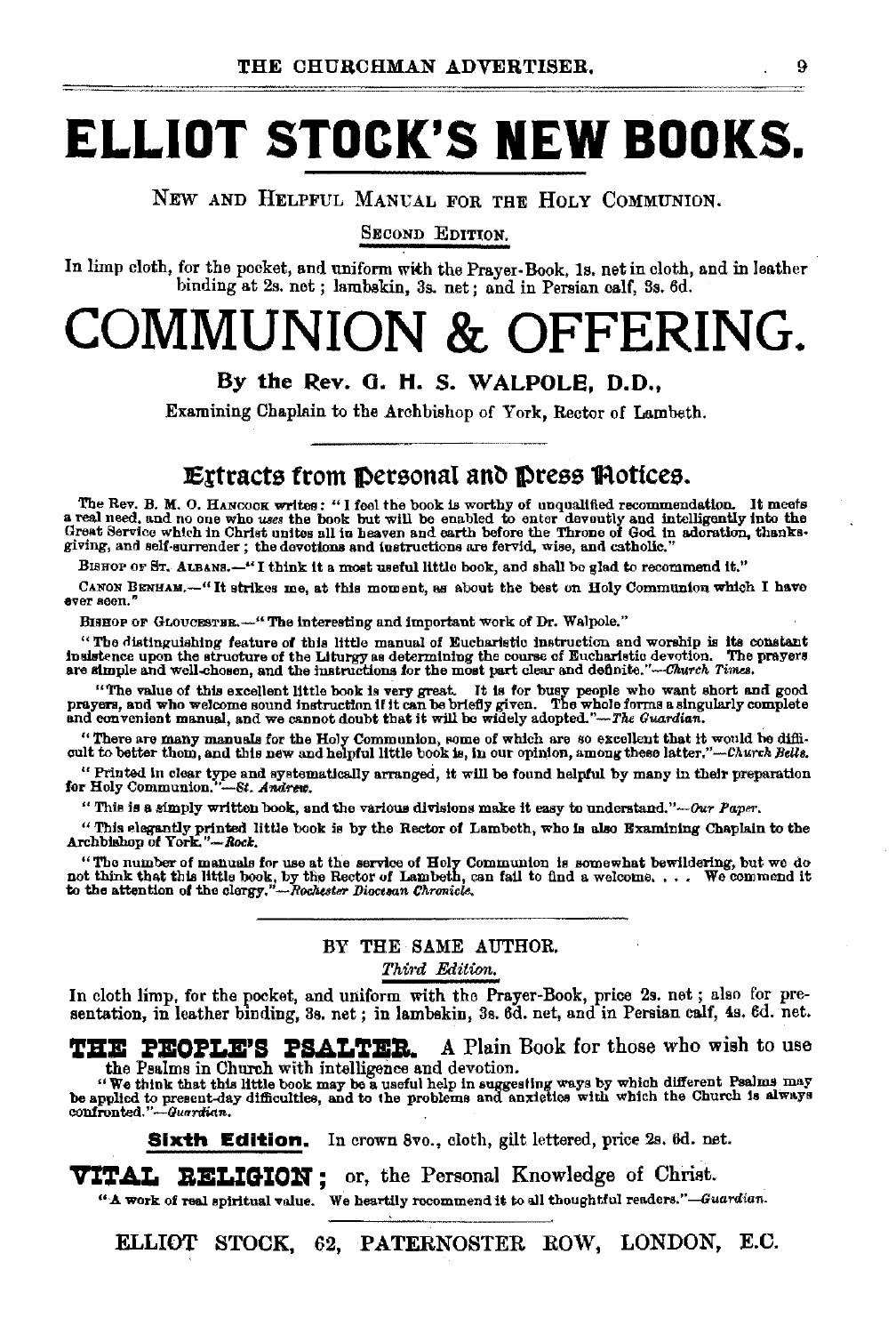# ELLIOT STOCK'S NEW BOOKS.

NEW AND HELPFUL MANUAL FOR THE HOLY COMMUNION.

SECOND EDITION.

In limp cloth, for the pocket, and uniform with the Prayer-Book, 1s. net in cloth, and in leather binding at 2s. net; lambskin, 3s. net; and in Persian calf, 3s. 6d.

# COMMUNION & OFFERING.

### By the Rev. G. H. S. WALPOLE, D.D.,

Examining Chaplain to the Archbishop of York, Rector of Lambeth.

## Extracts from Personal and Press Notices.

The Rev. B. M. O. HANCOCK writes: "I feel the book is worthy of unqualified recommendation. It meets a real need, and no one who *uses* the book but will be enabled to enter devoutly and intelligently into the Great Service which in Christ unites all in heaven and earth before the Throne of God in adoration, thanksgiving, and self-surrender; the devotions and instructions are fervid, wise, and catholic."

BISHOP OF ST. ALBANS.—"I think it a most useful little book, and shall be glad to recommend it."

CANON BENHAM.—"It strikes me, at this moment, as about the best on Holy Communion which I have ever seen."

BISHOP OF GLOUCESTER.—"The interesting and important work of Dr. Walpole."

"The distinguishing feature of this little manual of Eucharistic instruction and worship is its constant insistence upon the structure of the Liturgy as determining the course of Eucharistic devotion. The prayers are simple and well-chosen, and the instructions for the most part clear and definite."—*Church Times.*

"The value of this excellent little book is very great. It is for busy people who want short and good prayers, and who welcome sound instruction if it can be briefly given. The whole forms a singularly complete and convenient manual, and we cannot doubt that it will be widely adopted."—*The Guardian.*

"There are many manuals for the Holy Communion, some of which are so excellent that it would be difficult to better them, and this new and helpful little book is, in our opinion, among these latter."—*Church Bells.*

"Printed in clear type and systematically arranged, it will be found helpful by many in their preparation for Holy Communion."—*St. Andrew.*

"This is a simply written book, and the various divisions make it easy to understand."—*Our Paper.*

"This elegantly printed little book is by the Rector of Lambeth, who is also Examining Chaplain to the Archbishop of York."—*Rock.*

"The number of manuals for use at the service of Holy Communion is somewhat bewildering, but we do not think that this little book, by the Rector of Lambeth, can fail to find a welcome. . . . We commend it to the attention of the clergy."—*Rochester Diocesan Chronicle.*

BY THE SAME AUTHOR.

*Third Edition.*

In cloth limp, for the pocket, and uniform with the Prayer-Book, price 2s. net; also for presentation, in leather binding, 3s. net; in lambskin, 3s. 6d. net, and in Persian calf, 4s. 6d. net.

**THE PEOPLE'S PSALTER.** A Plain Book for those who wish to use the Psalms in Church with intelligence and devotion.

"We think that this little book may be a useful help in suggesting ways by which different Psalms may be applied to present-day difficulties, and to the problems and anxieties with which the Church is always confronted."—*Guardian.*

**Sixth Edition.** In crown 8vo., cloth, gilt lettered, price 2s. 6d. net.

**VITAL RELIGION;** or, the Personal Knowledge of Christ.

"A work of real spiritual value. We heartily recommend it to all thoughtful readers."—*Guardian.*

ELLIOT STOCK, 62, PATERNOSTER ROW, LONDON, E.C.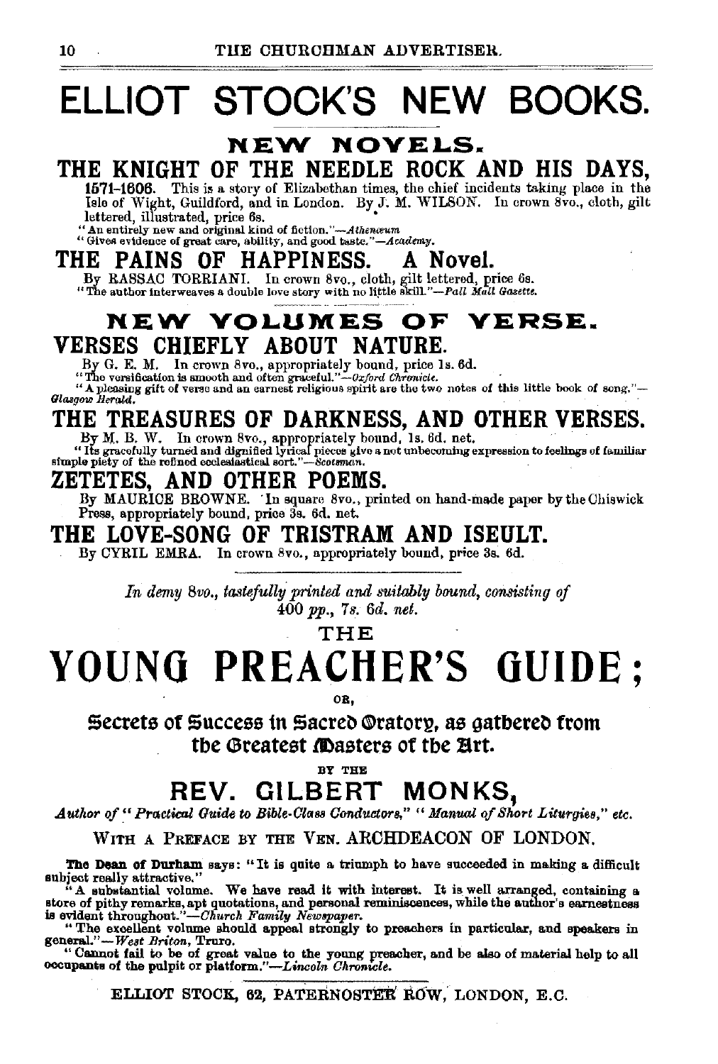# ELLIOT STOCK'S NEW BOOKS.

## NEW NOVELS.

### THE KNIGHT OF THE NEEDLE ROCK AND HIS DAYS,

**1571–1606.** This is a story of Elizabethan times, the chief incidents taking place in the Isle of Wight, Guildford, and in London. By J. M. WILSON. In crown 8vo., cloth, gilt lettered, illustrated, price 6s.

"An entirely new and original kind of fiction."—*Athenæum*

"Gives evidence of great care, ability, and good taste."—*Academy*.

### THE PAINS OF HAPPINESS. A Novel.

By RASSAC TORRIANI. In crown 8vo., cloth, gilt lettered, price 6s.

"The author interweaves a double love story with no little skill."—*Pall Mall Gazette*.

## NEW VOLUMES OF VERSE.

### VERSES CHIEFLY ABOUT NATURE.

By G. E. M. In crown 8vo., appropriately bound, price 1s. 6d.

"The versification is smooth and often graceful."—*Oxford Chronicle*.

"A pleasing gift of verse and an earnest religious spirit are the two notes of this little book of song."—*Glasgow Herald*.

### THE TREASURES OF DARKNESS, AND OTHER VERSES.

By M. B. W. In crown 8vo., appropriately bound, 1s. 6d. net.

"Its gracefully turned and dignified lyrical pieces give a not unbecoming expression to feelings of familiar simple piety of the refined ecclesiastical sort."—*Scotsman*.

### ZETETES, AND OTHER POEMS.

By MAURICE BROWNE. In square 8vo., printed on hand-made paper by the Chiswick Press, appropriately bound, price 3s. 6d. net.

### THE LOVE-SONG OF TRISTRAM AND ISEULT.

By CYRIL EMRA. In crown 8vo., appropriately bound, price 3s. 6d.

---

*In demy 8vo., tastefully printed and suitably bound, consisting of 400 pp., 7s. 6d. net.*

THE

# YOUNG PREACHER'S GUIDE;

OR,

## Secrets of Success in Sacred Oratory, as gathered from the Greatest Masters of the Art.

BY THE

## REV. GILBERT MONKS,

*Author of "Practical Guide to Bible-Class Conductors," "Manual of Short Liturgies," etc.*

WITH A PREFACE BY THE VEN. ARCHDEACON OF LONDON.

**The Dean of Durham** says: "It is quite a triumph to have succeeded in making a difficult subject really attractive."

"A substantial volume. We have read it with interest. It is well arranged, containing a store of pithy remarks, apt quotations, and personal reminiscences, while the author's earnestness is evident throughout."—*Church Family Newspaper*.

"The excellent volume should appeal strongly to preachers in particular, and speakers in general."—*West Briton*, Truro.

"Cannot fail to be of great value to the young preacher, and be also of material help to all occupants of the pulpit or platform."—*Lincoln Chronicle*.

ELLIOT STOCK, 62, PATERNOSTER ROW, LONDON, E.C.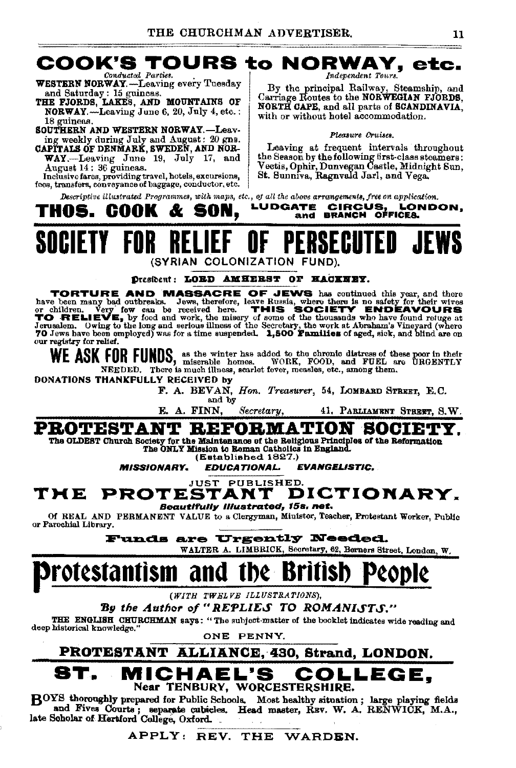# COOK'S TOURS to NORWAY, etc.

*Conducted Parties.*

**WESTERN NORWAY.**—Leaving every Tuesday and Saturday: 15 guineas.

**THE FJORDS, LAKES, AND MOUNTAINS OF NORWAY.**—Leaving June 6, 20, July 4, etc.: 18 guineas.

**SOUTHERN AND WESTERN NORWAY.**—Leaving weekly during July and August: 20 gns.

**CAPITALS OF DENMARK, SWEDEN, AND NORWAY.**—Leaving June 19, July 17, and August 14: 36 guineas.

Inclusive fares, providing travel, hotels, excursions, fees, transfers, conveyance of baggage, conductor, etc.

*Independent Tours.*

By the principal Railway, Steamship, and Carriage Routes to the **NORWEGIAN FJORDS, NORTH CAPE**, and all parts of **SCANDINAVIA**, with or without hotel accommodation.

*Pleasure Cruises.*

Leaving at frequent intervals throughout the Season by the following first-class steamers: Vectis, Ophir, Dunvegan Castle, Midnight Sun, St. Sunniva, Ragnvald Jarl, and Vega.

*Descriptive illustrated Programmes, with maps, etc., of all the above arrangements, free on application.*

**THOS. COOK & SON,** LUDGATE CIRCUS, LONDON, and BRANCH OFFICES.

---

# SOCIETY FOR RELIEF OF PERSECUTED JEWS

(SYRIAN COLONIZATION FUND).

**President: LORD AMHERST OF HACKNEY.**

**TORTURE AND MASSACRE OF JEWS** has continued this year, and there have been many bad outbreaks. Jews, therefore, leave Russia, where there is no safety for their wives or children. Very few can be received here. **THIS SOCIETY ENDEAVOURS TO RELIEVE,** by food and work, the misery of some of the thousands who have found refuge at Jerusalem. Owing to the long and serious illness of the Secretary, the work at Abraham's Vineyard (where **70** Jews have been employed) was for a time suspended. **1,500 Families** of aged, sick, and blind are on our registry for relief.

**WE ASK FOR FUNDS,** as the winter has added to the chronic distress of these poor in their miserable homes. WORK, FOOD, and FUEL are URGENTLY NEEDED. There is much illness, scarlet fever, measles, etc., among them.

**DONATIONS THANKFULLY RECEIVED by**

F. A. BEVAN, *Hon. Treasurer*, 54, LOMBARD STREET, E.C.
and by
E. A. FINN, *Secretary*, 41, PARLIAMENT STREET, S.W.

---

# PROTESTANT REFORMATION SOCIETY.

**The OLDEST Church Society for the Maintenance of the Religious Principles of the Reformation**
**The ONLY Mission to Roman Catholics in England.**
(Established 1827.)

***MISSIONARY. EDUCATIONAL. EVANGELISTIC.***

JUST PUBLISHED.

## THE PROTESTANT DICTIONARY.

***Beautifully Illustrated, 15s. net.***

Of REAL AND PERMANENT VALUE to a Clergyman, Minister, Teacher, Protestant Worker, Public or Parochial Library.

**Funds are Urgently Needed.**

WALTER A. LIMBRICK, Secretary, 62, Berners Street, London, W.

---

# Protestantism and the British People

(*WITH TWELVE ILLUSTRATIONS*),

***By the Author of "REPLIES TO ROMANISTS."***

THE ENGLISH CHURCHMAN says: "The subject-matter of the booklet indicates wide reading and deep historical knowledge."

ONE PENNY.

**PROTESTANT ALLIANCE, 430, Strand, LONDON.**

---

# ST. MICHAEL'S COLLEGE,

**Near TENBURY, WORCESTERSHIRE.**

BOYS thoroughly prepared for Public Schools. Most healthy situation; large playing fields and Fives Courts; separate cubicles. Head master, REV. W. A. RENWICK, M.A., late Scholar of Hertford College, Oxford.

APPLY: REV. THE WARDEN.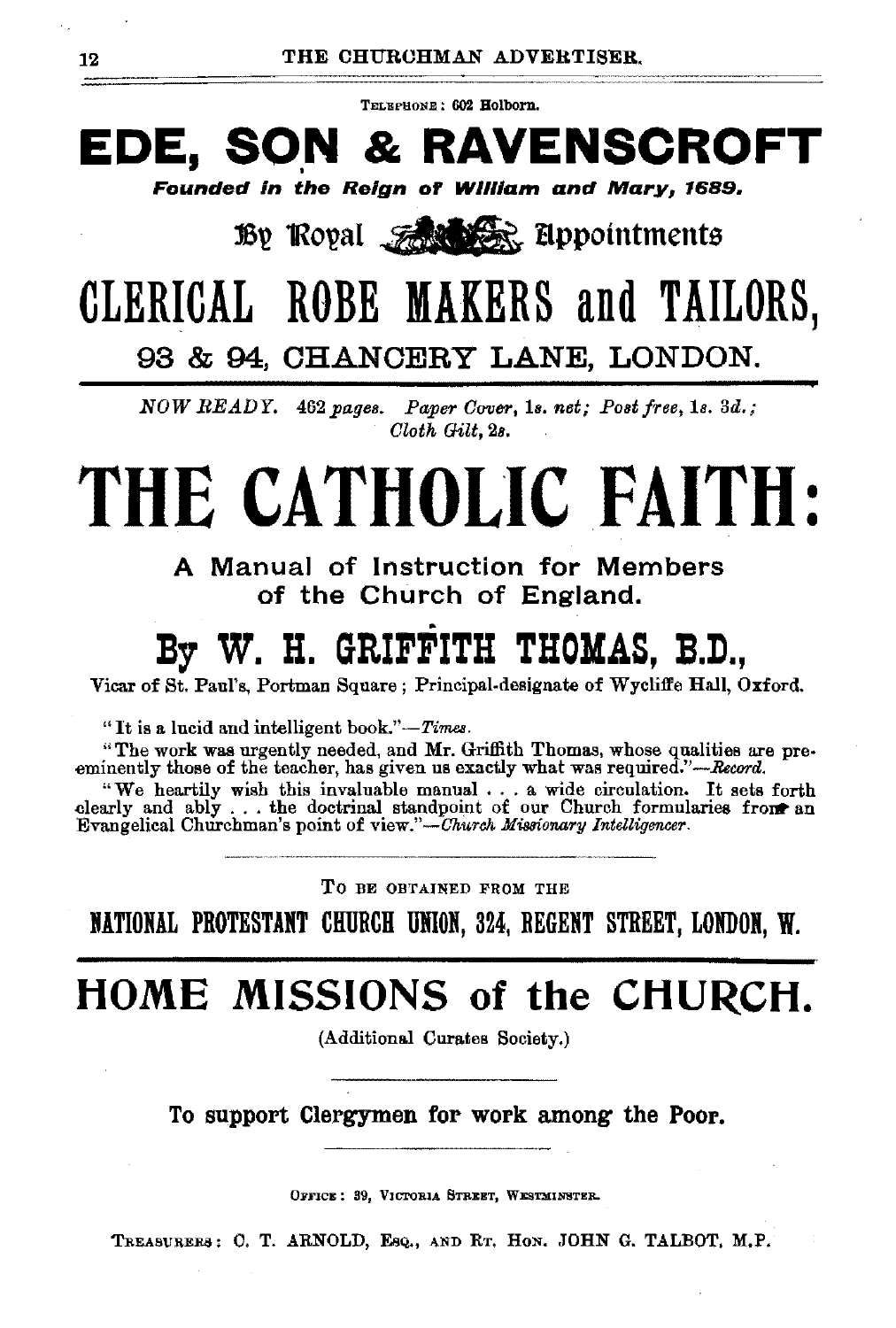TELEPHONE: 602 Holborn.

# EDE, SON & RAVENSCROFT

***Founded in the Reign of William and Mary, 1689.***

By Royal Appointments

# CLERICAL ROBE MAKERS and TAILORS,

## 93 & 94, CHANCERY LANE, LONDON.

*NOW READY.* 462 *pages.* *Paper Cover,* 1s. *net; Post free,* 1s. 3d.; *Cloth Gilt,* 2s.

# THE CATHOLIC FAITH:

## A Manual of Instruction for Members of the Church of England.

## By W. H. GRIFFITH THOMAS, B.D.,

Vicar of St. Paul's, Portman Square; Principal-designate of Wycliffe Hall, Oxford.

"It is a lucid and intelligent book."—*Times.*

"The work was urgently needed, and Mr. Griffith Thomas, whose qualities are pre-eminently those of the teacher, has given us exactly what was required."—*Record.*

"We heartily wish this invaluable manual . . . a wide circulation. It sets forth clearly and ably . . . the doctrinal standpoint of our Church formularies from an Evangelical Churchman's point of view."—*Church Missionary Intelligencer.*

TO BE OBTAINED FROM THE

**NATIONAL PROTESTANT CHURCH UNION, 324, REGENT STREET, LONDON, W.**

# HOME MISSIONS of the CHURCH.

(Additional Curates Society.)

**To support Clergymen for work among the Poor.**

OFFICE: 39, VICTORIA STREET, WESTMINSTER.

TREASURERS: C. T. ARNOLD, ESQ., AND RT. HON. JOHN G. TALBOT, M.P.